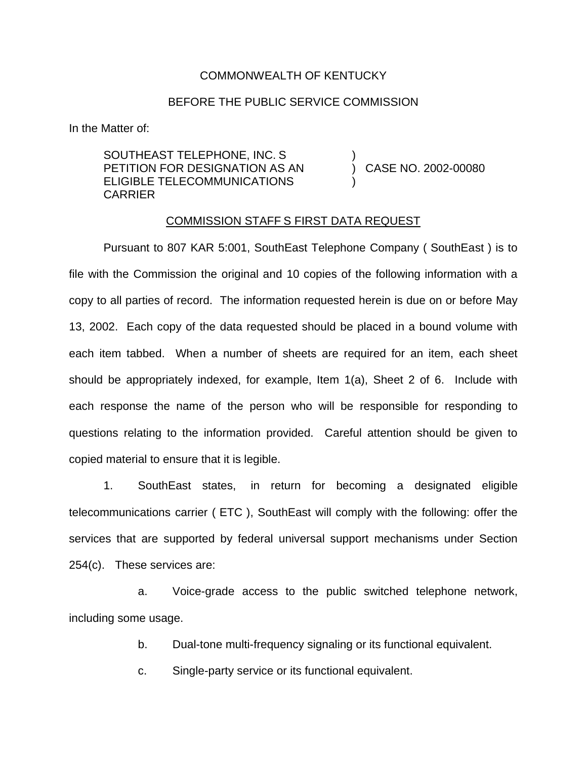COMMONWEALTH OF KENTUCKY

BEFORE THE PUBLIC SERVICE COMMISSION

In the Matter of:

| | | |
|---|---|---|
| SOUTHEAST TELEPHONE, INC. S PETITION FOR DESIGNATION AS AN ELIGIBLE TELECOMMUNICATIONS CARRIER | ) ) ) | CASE NO. 2002-00080 |

COMMISSION STAFF S FIRST DATA REQUEST

Pursuant to 807 KAR 5:001, SouthEast Telephone Company ( SouthEast ) is to file with the Commission the original and 10 copies of the following information with a copy to all parties of record. The information requested herein is due on or before May 13, 2002. Each copy of the data requested should be placed in a bound volume with each item tabbed. When a number of sheets are required for an item, each sheet should be appropriately indexed, for example, Item 1(a), Sheet 2 of 6. Include with each response the name of the person who will be responsible for responding to questions relating to the information provided. Careful attention should be given to copied material to ensure that it is legible.

1. SouthEast states, in return for becoming a designated eligible telecommunications carrier ( ETC ), SouthEast will comply with the following: offer the services that are supported by federal universal support mechanisms under Section 254(c). These services are:

a. Voice-grade access to the public switched telephone network, including some usage.

b. Dual-tone multi-frequency signaling or its functional equivalent.

c. Single-party service or its functional equivalent.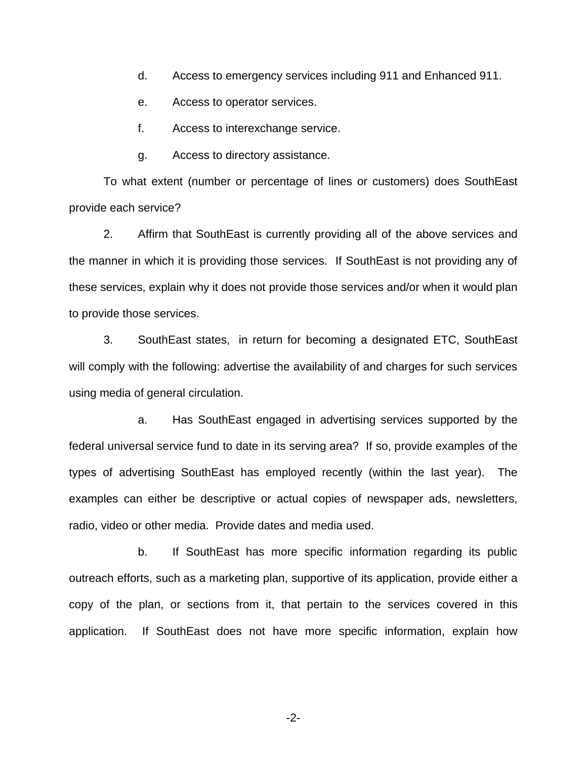d. Access to emergency services including 911 and Enhanced 911.

e. Access to operator services.

f. Access to interexchange service.

g. Access to directory assistance.

To what extent (number or percentage of lines or customers) does SouthEast provide each service?

2. Affirm that SouthEast is currently providing all of the above services and the manner in which it is providing those services. If SouthEast is not providing any of these services, explain why it does not provide those services and/or when it would plan to provide those services.

3. SouthEast states, in return for becoming a designated ETC, SouthEast will comply with the following: advertise the availability of and charges for such services using media of general circulation.

a. Has SouthEast engaged in advertising services supported by the federal universal service fund to date in its serving area? If so, provide examples of the types of advertising SouthEast has employed recently (within the last year). The examples can either be descriptive or actual copies of newspaper ads, newsletters, radio, video or other media. Provide dates and media used.

b. If SouthEast has more specific information regarding its public outreach efforts, such as a marketing plan, supportive of its application, provide either a copy of the plan, or sections from it, that pertain to the services covered in this application. If SouthEast does not have more specific information, explain how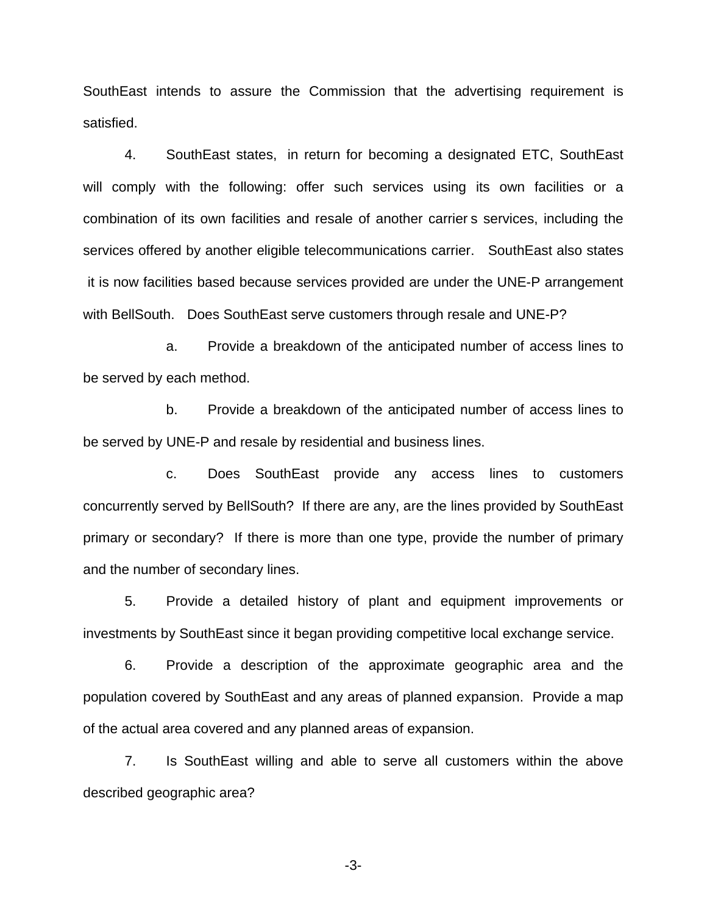SouthEast intends to assure the Commission that the advertising requirement is satisfied.

4. SouthEast states, in return for becoming a designated ETC, SouthEast will comply with the following: offer such services using its own facilities or a combination of its own facilities and resale of another carrier s services, including the services offered by another eligible telecommunications carrier. SouthEast also states it is now facilities based because services provided are under the UNE-P arrangement with BellSouth. Does SouthEast serve customers through resale and UNE-P?

a. Provide a breakdown of the anticipated number of access lines to be served by each method.

b. Provide a breakdown of the anticipated number of access lines to be served by UNE-P and resale by residential and business lines.

c. Does SouthEast provide any access lines to customers concurrently served by BellSouth? If there are any, are the lines provided by SouthEast primary or secondary? If there is more than one type, provide the number of primary and the number of secondary lines.

5. Provide a detailed history of plant and equipment improvements or investments by SouthEast since it began providing competitive local exchange service.

6. Provide a description of the approximate geographic area and the population covered by SouthEast and any areas of planned expansion. Provide a map of the actual area covered and any planned areas of expansion.

7. Is SouthEast willing and able to serve all customers within the above described geographic area?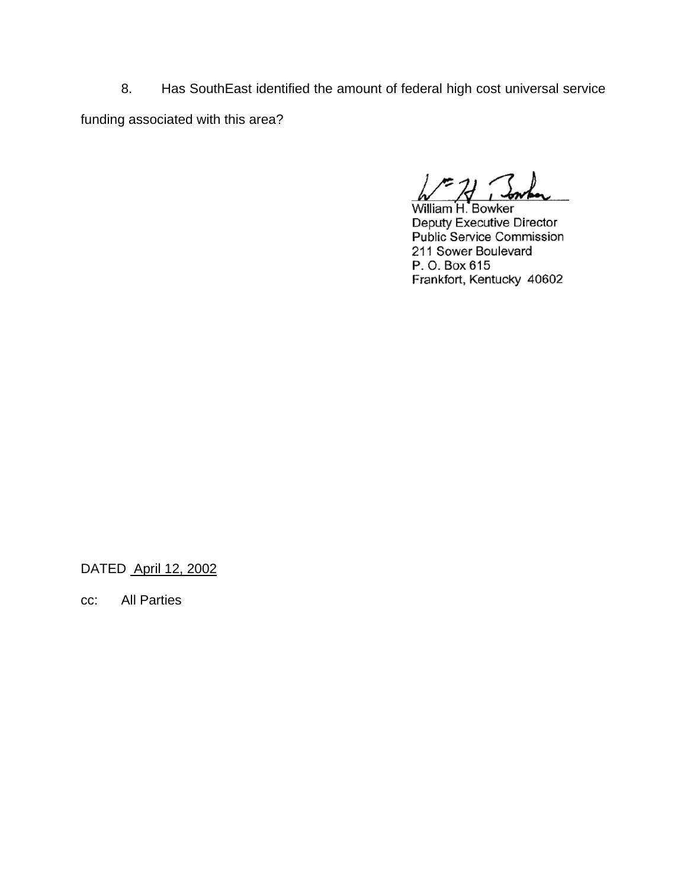8. Has SouthEast identified the amount of federal high cost universal service funding associated with this area?

William H. Bowker
Deputy Executive Director
Public Service Commission
211 Sower Boulevard
P. O. Box 615
Frankfort, Kentucky 40602

DATED April 12, 2002

cc: All Parties